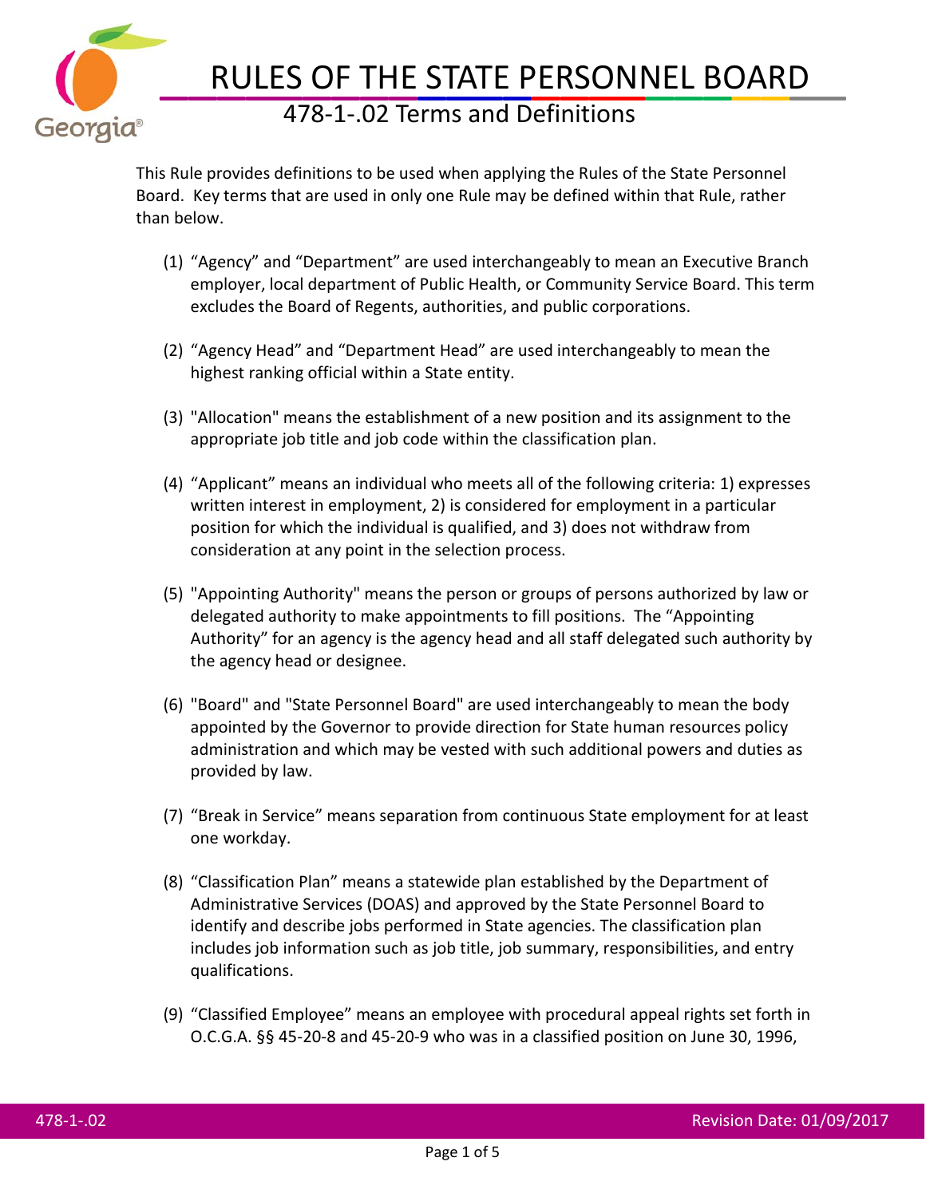# RULES OF THE STATE PERSONNEL BOARD

## 478-1-.02 Terms and Definitions

This Rule provides definitions to be used when applying the Rules of the State Personnel Board. Key terms that are used in only one Rule may be defined within that Rule, rather than below.

(1) "Agency" and "Department" are used interchangeably to mean an Executive Branch employer, local department of Public Health, or Community Service Board. This term excludes the Board of Regents, authorities, and public corporations.

(2) "Agency Head" and "Department Head" are used interchangeably to mean the highest ranking official within a State entity.

(3) "Allocation" means the establishment of a new position and its assignment to the appropriate job title and job code within the classification plan.

(4) "Applicant" means an individual who meets all of the following criteria: 1) expresses written interest in employment, 2) is considered for employment in a particular position for which the individual is qualified, and 3) does not withdraw from consideration at any point in the selection process.

(5) "Appointing Authority" means the person or groups of persons authorized by law or delegated authority to make appointments to fill positions. The "Appointing Authority" for an agency is the agency head and all staff delegated such authority by the agency head or designee.

(6) "Board" and "State Personnel Board" are used interchangeably to mean the body appointed by the Governor to provide direction for State human resources policy administration and which may be vested with such additional powers and duties as provided by law.

(7) "Break in Service" means separation from continuous State employment for at least one workday.

(8) "Classification Plan" means a statewide plan established by the Department of Administrative Services (DOAS) and approved by the State Personnel Board to identify and describe jobs performed in State agencies. The classification plan includes job information such as job title, job summary, responsibilities, and entry qualifications.

(9) "Classified Employee" means an employee with procedural appeal rights set forth in O.C.G.A. §§ 45-20-8 and 45-20-9 who was in a classified position on June 30, 1996,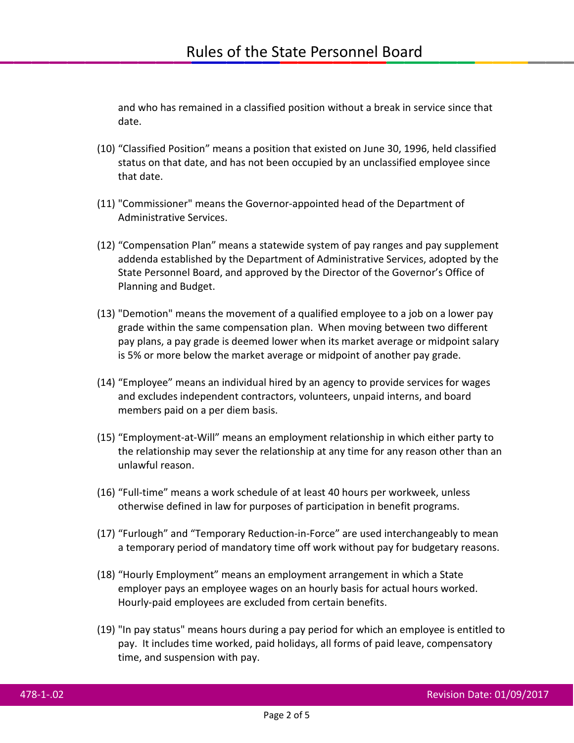and who has remained in a classified position without a break in service since that date.

(10) “Classified Position” means a position that existed on June 30, 1996, held classified status on that date, and has not been occupied by an unclassified employee since that date.

(11) "Commissioner" means the Governor-appointed head of the Department of Administrative Services.

(12) “Compensation Plan” means a statewide system of pay ranges and pay supplement addenda established by the Department of Administrative Services, adopted by the State Personnel Board, and approved by the Director of the Governor’s Office of Planning and Budget.

(13) "Demotion" means the movement of a qualified employee to a job on a lower pay grade within the same compensation plan. When moving between two different pay plans, a pay grade is deemed lower when its market average or midpoint salary is 5% or more below the market average or midpoint of another pay grade.

(14) “Employee” means an individual hired by an agency to provide services for wages and excludes independent contractors, volunteers, unpaid interns, and board members paid on a per diem basis.

(15) “Employment-at-Will” means an employment relationship in which either party to the relationship may sever the relationship at any time for any reason other than an unlawful reason.

(16) “Full-time” means a work schedule of at least 40 hours per workweek, unless otherwise defined in law for purposes of participation in benefit programs.

(17) “Furlough” and “Temporary Reduction-in-Force” are used interchangeably to mean a temporary period of mandatory time off work without pay for budgetary reasons.

(18) “Hourly Employment” means an employment arrangement in which a State employer pays an employee wages on an hourly basis for actual hours worked. Hourly-paid employees are excluded from certain benefits.

(19) "In pay status" means hours during a pay period for which an employee is entitled to pay. It includes time worked, paid holidays, all forms of paid leave, compensatory time, and suspension with pay.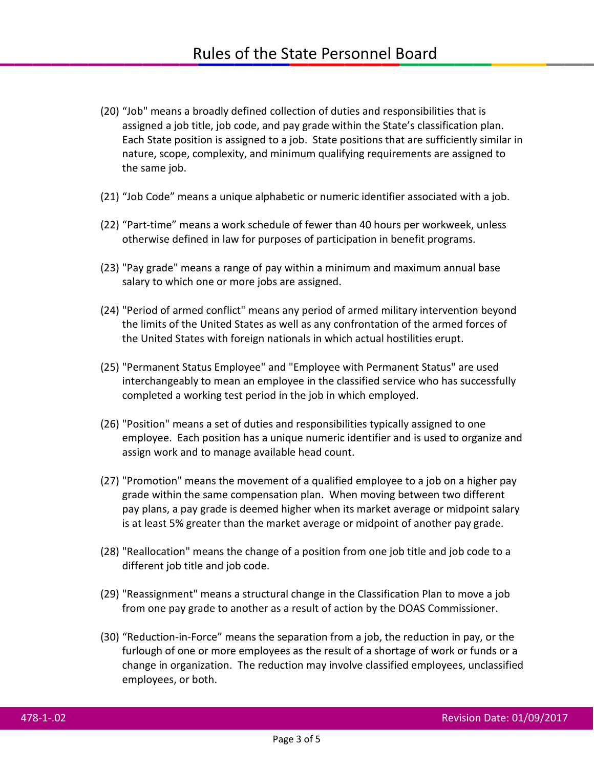(20) “Job" means a broadly defined collection of duties and responsibilities that is assigned a job title, job code, and pay grade within the State’s classification plan. Each State position is assigned to a job. State positions that are sufficiently similar in nature, scope, complexity, and minimum qualifying requirements are assigned to the same job.

(21) “Job Code” means a unique alphabetic or numeric identifier associated with a job.

(22) “Part-time” means a work schedule of fewer than 40 hours per workweek, unless otherwise defined in law for purposes of participation in benefit programs.

(23) "Pay grade" means a range of pay within a minimum and maximum annual base salary to which one or more jobs are assigned.

(24) "Period of armed conflict" means any period of armed military intervention beyond the limits of the United States as well as any confrontation of the armed forces of the United States with foreign nationals in which actual hostilities erupt.

(25) "Permanent Status Employee" and "Employee with Permanent Status" are used interchangeably to mean an employee in the classified service who has successfully completed a working test period in the job in which employed.

(26) "Position" means a set of duties and responsibilities typically assigned to one employee. Each position has a unique numeric identifier and is used to organize and assign work and to manage available head count.

(27) "Promotion" means the movement of a qualified employee to a job on a higher pay grade within the same compensation plan. When moving between two different pay plans, a pay grade is deemed higher when its market average or midpoint salary is at least 5% greater than the market average or midpoint of another pay grade.

(28) "Reallocation" means the change of a position from one job title and job code to a different job title and job code.

(29) "Reassignment" means a structural change in the Classification Plan to move a job from one pay grade to another as a result of action by the DOAS Commissioner.

(30) “Reduction-in-Force” means the separation from a job, the reduction in pay, or the furlough of one or more employees as the result of a shortage of work or funds or a change in organization. The reduction may involve classified employees, unclassified employees, or both.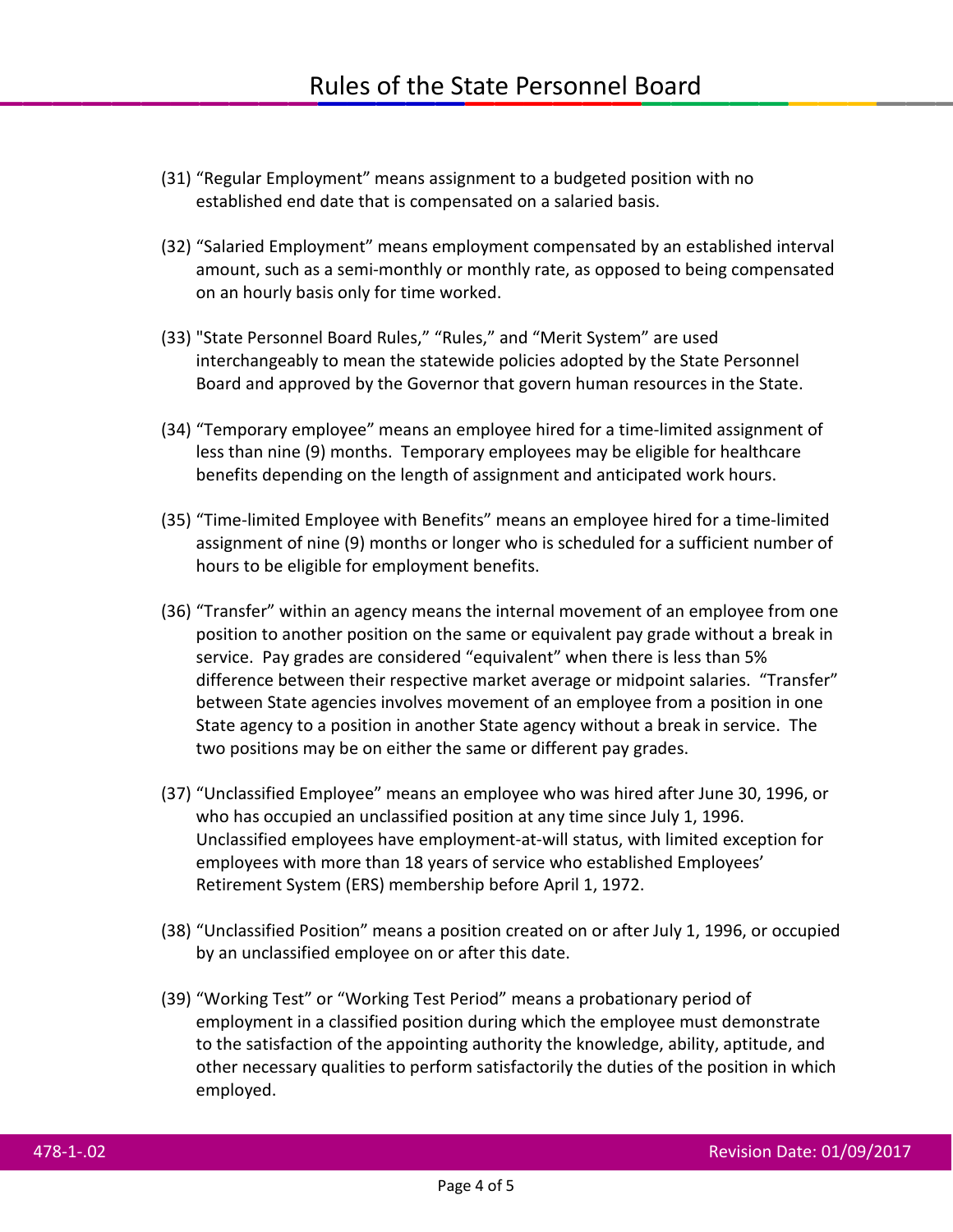(31) “Regular Employment” means assignment to a budgeted position with no established end date that is compensated on a salaried basis.

(32) “Salaried Employment” means employment compensated by an established interval amount, such as a semi-monthly or monthly rate, as opposed to being compensated on an hourly basis only for time worked.

(33) "State Personnel Board Rules,” “Rules,” and “Merit System” are used interchangeably to mean the statewide policies adopted by the State Personnel Board and approved by the Governor that govern human resources in the State.

(34) “Temporary employee” means an employee hired for a time-limited assignment of less than nine (9) months. Temporary employees may be eligible for healthcare benefits depending on the length of assignment and anticipated work hours.

(35) “Time-limited Employee with Benefits” means an employee hired for a time-limited assignment of nine (9) months or longer who is scheduled for a sufficient number of hours to be eligible for employment benefits.

(36) “Transfer” within an agency means the internal movement of an employee from one position to another position on the same or equivalent pay grade without a break in service. Pay grades are considered “equivalent” when there is less than 5% difference between their respective market average or midpoint salaries. “Transfer” between State agencies involves movement of an employee from a position in one State agency to a position in another State agency without a break in service. The two positions may be on either the same or different pay grades.

(37) “Unclassified Employee” means an employee who was hired after June 30, 1996, or who has occupied an unclassified position at any time since July 1, 1996. Unclassified employees have employment-at-will status, with limited exception for employees with more than 18 years of service who established Employees’ Retirement System (ERS) membership before April 1, 1972.

(38) “Unclassified Position” means a position created on or after July 1, 1996, or occupied by an unclassified employee on or after this date.

(39) “Working Test” or “Working Test Period” means a probationary period of employment in a classified position during which the employee must demonstrate to the satisfaction of the appointing authority the knowledge, ability, aptitude, and other necessary qualities to perform satisfactorily the duties of the position in which employed.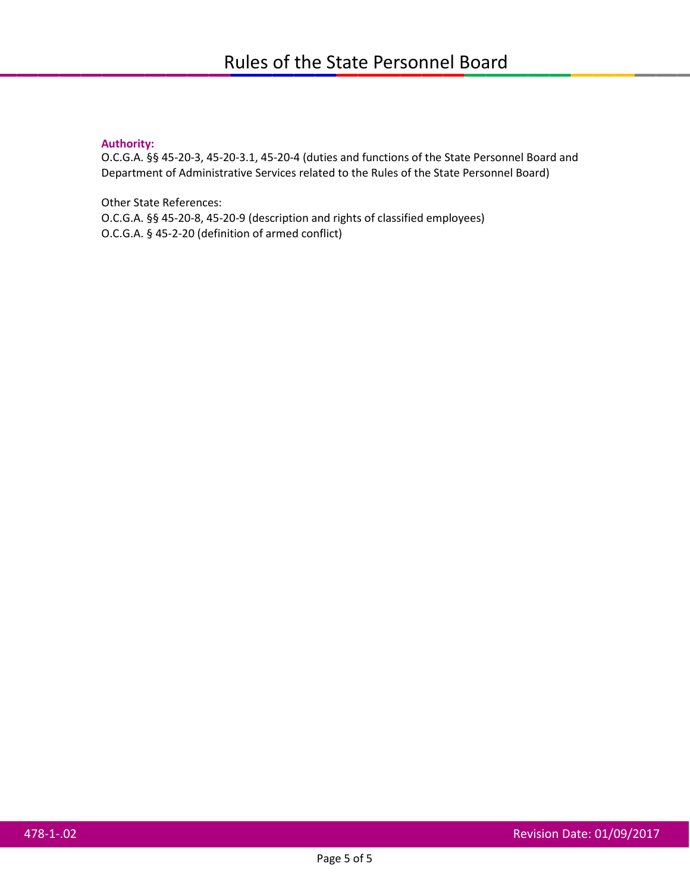**Authority:**
O.C.G.A. §§ 45-20-3, 45-20-3.1, 45-20-4 (duties and functions of the State Personnel Board and Department of Administrative Services related to the Rules of the State Personnel Board)

Other State References:
O.C.G.A. §§ 45-20-8, 45-20-9 (description and rights of classified employees)
O.C.G.A. § 45-2-20 (definition of armed conflict)